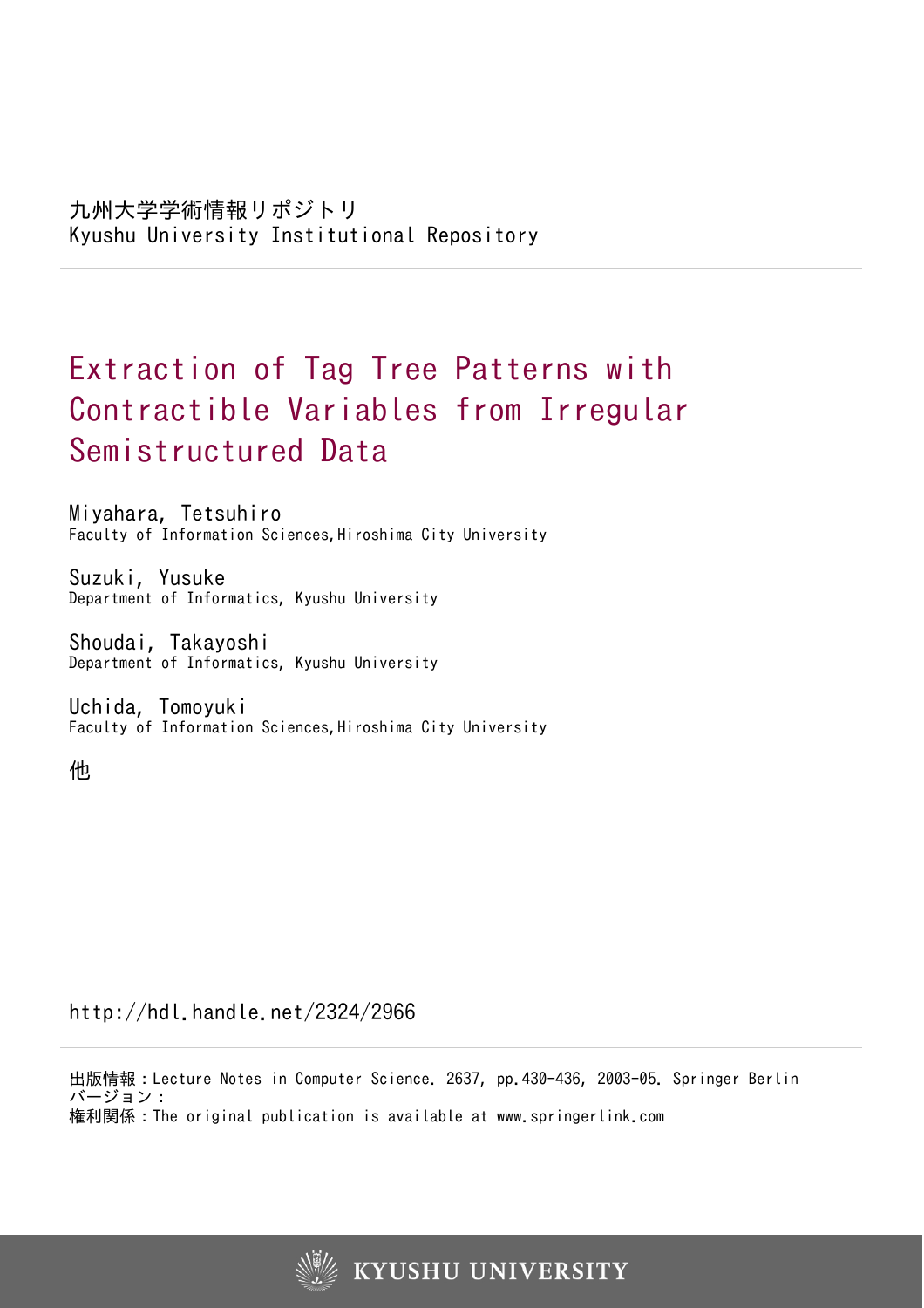九州大学学術情報リポジトリ
Kyushu University Institutional Repository

# Extraction of Tag Tree Patterns with Contractible Variables from Irregular Semistructured Data

Miyahara, Tetsuhiro
Faculty of Information Sciences, Hiroshima City University

Suzuki, Yusuke
Department of Informatics, Kyushu University

Shoudai, Takayoshi
Department of Informatics, Kyushu University

Uchida, Tomoyuki
Faculty of Information Sciences, Hiroshima City University

他

http://hdl.handle.net/2324/2966

出版情報：Lecture Notes in Computer Science. 2637, pp.430-436, 2003-05. Springer Berlin
バージョン：
権利関係：The original publication is available at www.springerlink.com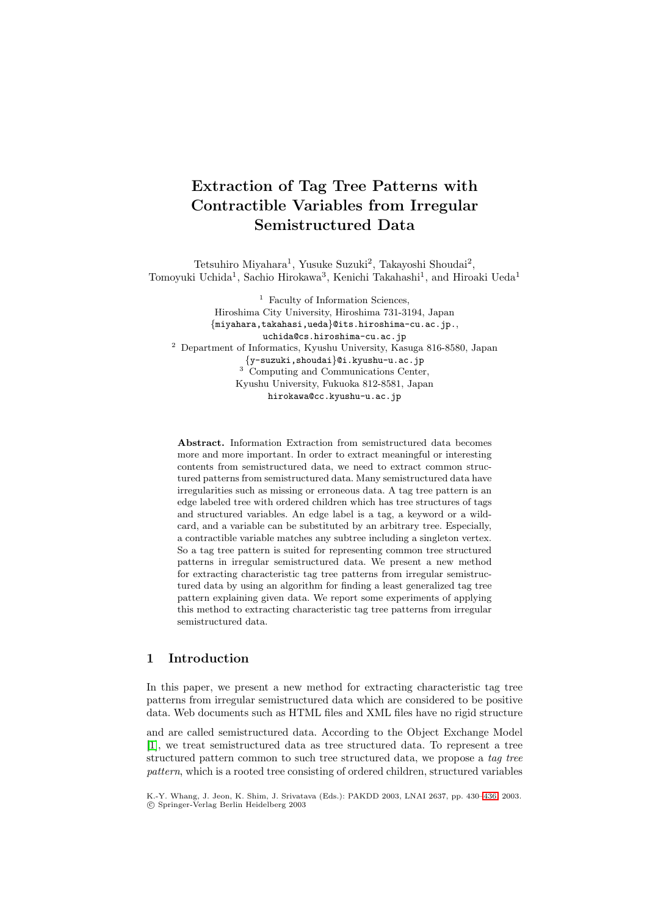# Extraction of Tag Tree Patterns with Contractible Variables from Irregular Semistructured Data

Tetsuhiro Miyahara[1], Yusuke Suzuki[2], Takayoshi Shoudai[2], Tomoyuki Uchida[1], Sachio Hirokawa[3], Kenichi Takahashi[1], and Hiroaki Ueda[1]

[1] Faculty of Information Sciences, Hiroshima City University, Hiroshima 731-3194, Japan
{miyahara,takahasi,ueda}@its.hiroshima-cu.ac.jp., uchida@cs.hiroshima-cu.ac.jp

[2] Department of Informatics, Kyushu University, Kasuga 816-8580, Japan
{y-suzuki,shoudai}@i.kyushu-u.ac.jp

[3] Computing and Communications Center, Kyushu University, Fukuoka 812-8581, Japan
hirokawa@cc.kyushu-u.ac.jp

**Abstract.** Information Extraction from semistructured data becomes more and more important. In order to extract meaningful or interesting contents from semistructured data, we need to extract common structured patterns from semistructured data. Many semistructured data have irregularities such as missing or erroneous data. A tag tree pattern is an edge labeled tree with ordered children which has tree structures of tags and structured variables. An edge label is a tag, a keyword or a wildcard, and a variable can be substituted by an arbitrary tree. Especially, a contractible variable matches any subtree including a singleton vertex. So a tag tree pattern is suited for representing common tree structured patterns in irregular semistructured data. We present a new method for extracting characteristic tag tree patterns from irregular semistructured data by using an algorithm for finding a least generalized tag tree pattern explaining given data. We report some experiments of applying this method to extracting characteristic tag tree patterns from irregular semistructured data.

## 1 Introduction

In this paper, we present a new method for extracting characteristic tag tree patterns from irregular semistructured data which are considered to be positive data. Web documents such as HTML files and XML files have no rigid structure and are called semistructured data. According to the Object Exchange Model [1], we treat semistructured data as tree structured data. To represent a tree structured pattern common to such tree structured data, we propose a *tag tree pattern*, which is a rooted tree consisting of ordered children, structured variables

K.-Y. Whang, J. Jeon, K. Shim, J. Srivatava (Eds.): PAKDD 2003, LNAI 2637, pp. 430–436, 2003.
© Springer-Verlag Berlin Heidelberg 2003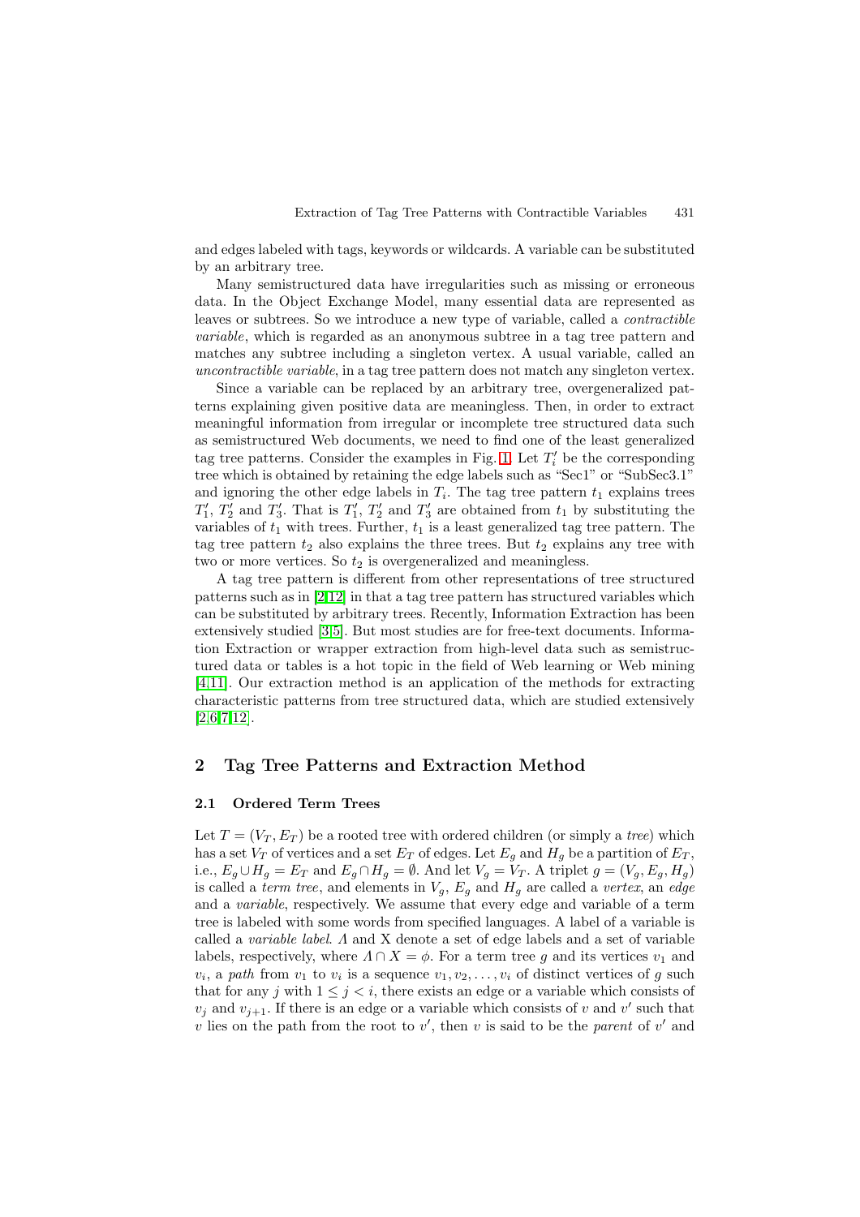and edges labeled with tags, keywords or wildcards. A variable can be substituted by an arbitrary tree.

Many semistructured data have irregularities such as missing or erroneous data. In the Object Exchange Model, many essential data are represented as leaves or subtrees. So we introduce a new type of variable, called a *contractible variable*, which is regarded as an anonymous subtree in a tag tree pattern and matches any subtree including a singleton vertex. A usual variable, called an *uncontractible variable*, in a tag tree pattern does not match any singleton vertex.

Since a variable can be replaced by an arbitrary tree, overgeneralized patterns explaining given positive data are meaningless. Then, in order to extract meaningful information from irregular or incomplete tree structured data such as semistructured Web documents, we need to find one of the least generalized tag tree patterns. Consider the examples in Fig. 1. Let $T'_i$ be the corresponding tree which is obtained by retaining the edge labels such as "Sec1" or "SubSec3.1" and ignoring the other edge labels in $T_i$. The tag tree pattern $t_1$ explains trees $T'_1$, $T'_2$ and $T'_3$. That is $T'_1$, $T'_2$ and $T'_3$ are obtained from $t_1$ by substituting the variables of $t_1$ with trees. Further, $t_1$ is a least generalized tag tree pattern. The tag tree pattern $t_2$ also explains the three trees. But $t_2$ explains any tree with two or more vertices. So $t_2$ is overgeneralized and meaningless.

A tag tree pattern is different from other representations of tree structured patterns such as in [2,12] in that a tag tree pattern has structured variables which can be substituted by arbitrary trees. Recently, Information Extraction has been extensively studied [3,5]. But most studies are for free-text documents. Information Extraction or wrapper extraction from high-level data such as semistructured data or tables is a hot topic in the field of Web learning or Web mining [4,11]. Our extraction method is an application of the methods for extracting characteristic patterns from tree structured data, which are studied extensively [2,6,7,12].

## 2 Tag Tree Patterns and Extraction Method

### 2.1 Ordered Term Trees

Let $T = (V_T, E_T)$ be a rooted tree with ordered children (or simply a *tree*) which has a set $V_T$ of vertices and a set $E_T$ of edges. Let $E_g$ and $H_g$ be a partition of $E_T$, i.e., $E_g \cup H_g = E_T$ and $E_g \cap H_g = \emptyset$. And let $V_g = V_T$. A triplet $g = (V_g, E_g, H_g)$ is called a *term tree*, and elements in $V_g$, $E_g$ and $H_g$ are called a *vertex*, an *edge* and a *variable*, respectively. We assume that every edge and variable of a term tree is labeled with some words from specified languages. A label of a variable is called a *variable label*. $\Lambda$ and X denote a set of edge labels and a set of variable labels, respectively, where $\Lambda \cap X = \phi$. For a term tree $g$ and its vertices $v_1$ and $v_i$, a *path* from $v_1$ to $v_i$ is a sequence $v_1, v_2, \ldots, v_i$ of distinct vertices of $g$ such that for any $j$ with $1 \leq j < i$, there exists an edge or a variable which consists of $v_j$ and $v_{j+1}$. If there is an edge or a variable which consists of $v$ and $v'$ such that $v$ lies on the path from the root to $v'$, then $v$ is said to be the *parent* of $v'$ and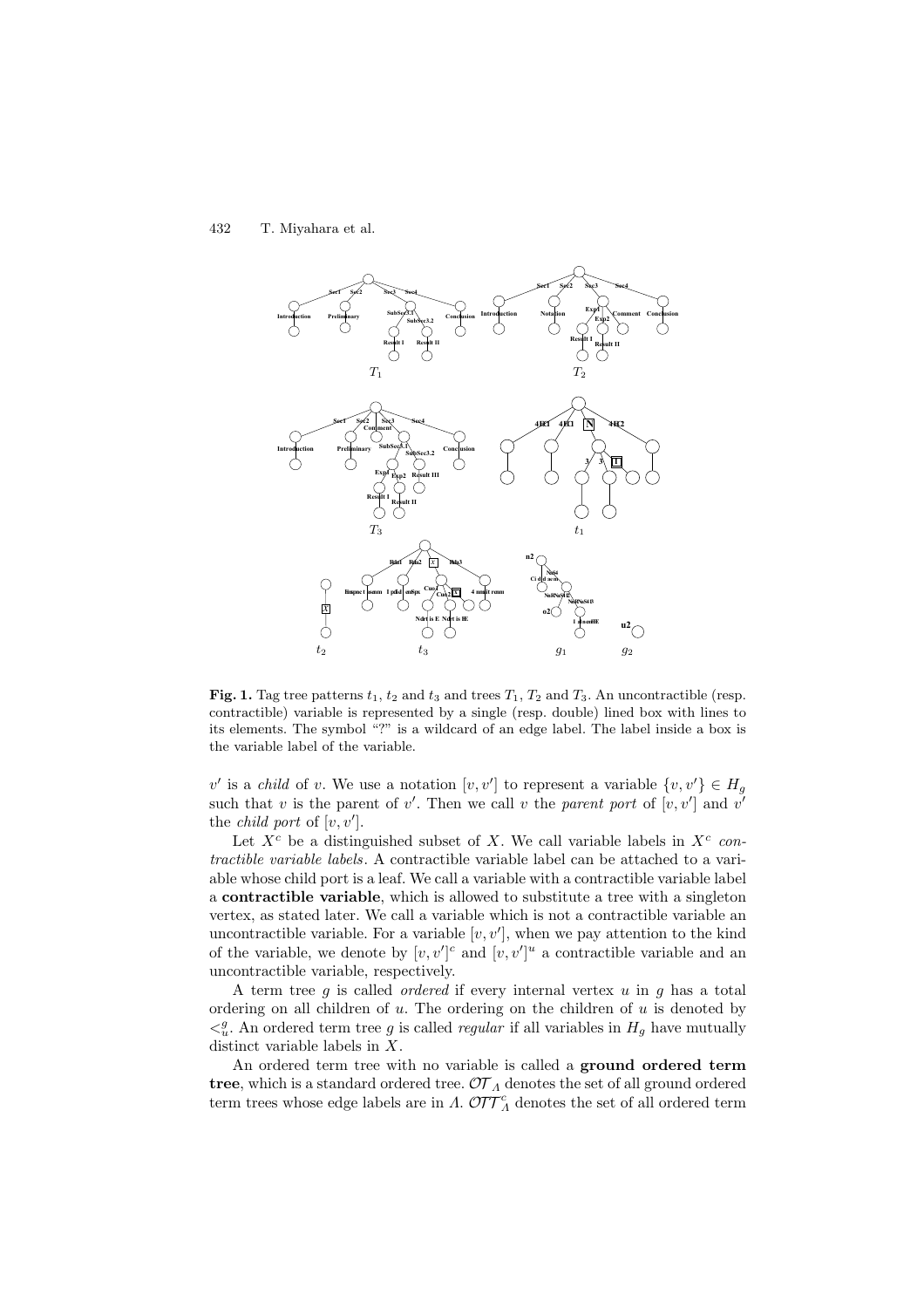**Fig. 1.** Tag tree patterns $t_1$, $t_2$ and $t_3$ and trees $T_1$, $T_2$ and $T_3$. An uncontractible (resp. contractible) variable is represented by a single (resp. double) lined box with lines to its elements. The symbol "?" is a wildcard of an edge label. The label inside a box is the variable label of the variable.

$v'$ is a *child* of $v$. We use a notation $[v, v']$ to represent a variable $\{v, v'\} \in H_g$ such that $v$ is the parent of $v'$. Then we call $v$ the *parent port* of $[v, v']$ and $v'$ the *child port* of $[v, v']$.

Let $X^c$ be a distinguished subset of $X$. We call variable labels in $X^c$ *contractible variable labels*. A contractible variable label can be attached to a variable whose child port is a leaf. We call a variable with a contractible variable label a **contractible variable**, which is allowed to substitute a tree with a singleton vertex, as stated later. We call a variable which is not a contractible variable an uncontractible variable. For a variable $[v, v']$, when we pay attention to the kind of the variable, we denote by $[v, v']^c$ and $[v, v']^u$ a contractible variable and an uncontractible variable, respectively.

A term tree $g$ is called *ordered* if every internal vertex $u$ in $g$ has a total ordering on all children of $u$. The ordering on the children of $u$ is denoted by $<_u^g$. An ordered term tree $g$ is called *regular* if all variables in $H_g$ have mutually distinct variable labels in $X$.

An ordered term tree with no variable is called a **ground ordered term tree**, which is a standard ordered tree. $\mathcal{OT}_\Lambda$ denotes the set of all ground ordered term trees whose edge labels are in $\Lambda$. $\mathcal{OTT}_\Lambda^c$ denotes the set of all ordered term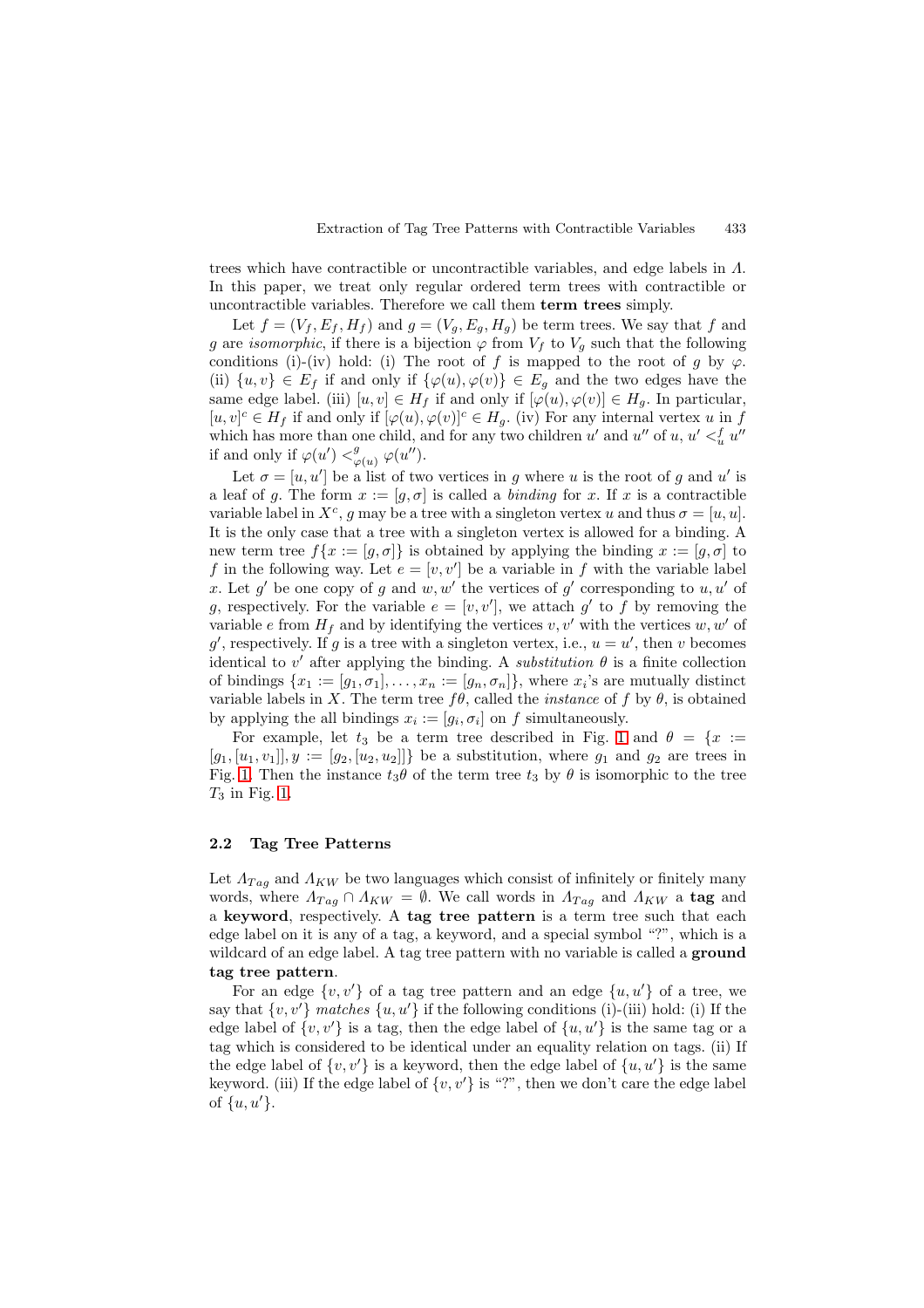trees which have contractible or uncontractible variables, and edge labels in $\Lambda$. In this paper, we treat only regular ordered term trees with contractible or uncontractible variables. Therefore we call them **term trees** simply.

Let $f = (V_f, E_f, H_f)$ and $g = (V_g, E_g, H_g)$ be term trees. We say that $f$ and $g$ are *isomorphic*, if there is a bijection $\varphi$ from $V_f$ to $V_g$ such that the following conditions (i)-(iv) hold: (i) The root of $f$ is mapped to the root of $g$ by $\varphi$. (ii) $\{u, v\} \in E_f$ if and only if $\{\varphi(u), \varphi(v)\} \in E_g$ and the two edges have the same edge label. (iii) $[u, v] \in H_f$ if and only if $[\varphi(u), \varphi(v)] \in H_g$. In particular, $[u, v]^c \in H_f$ if and only if $[\varphi(u), \varphi(v)]^c \in H_g$. (iv) For any internal vertex $u$ in $f$ which has more than one child, and for any two children $u'$ and $u''$ of $u$, $u' <^f_u u''$ if and only if $\varphi(u') <^g_{\varphi(u)} \varphi(u'')$.

Let $\sigma = [u, u']$ be a list of two vertices in $g$ where $u$ is the root of $g$ and $u'$ is a leaf of $g$. The form $x := [g, \sigma]$ is called a *binding* for $x$. If $x$ is a contractible variable label in $X^c$, $g$ may be a tree with a singleton vertex $u$ and thus $\sigma = [u, u]$. It is the only case that a tree with a singleton vertex is allowed for a binding. A new term tree $f\{x := [g, \sigma]\}$ is obtained by applying the binding $x := [g, \sigma]$ to $f$ in the following way. Let $e = [v, v']$ be a variable in $f$ with the variable label $x$. Let $g'$ be one copy of $g$ and $w, w'$ the vertices of $g'$ corresponding to $u, u'$ of $g$, respectively. For the variable $e = [v, v']$, we attach $g'$ to $f$ by removing the variable $e$ from $H_f$ and by identifying the vertices $v, v'$ with the vertices $w, w'$ of $g'$, respectively. If $g$ is a tree with a singleton vertex, i.e., $u = u'$, then $v$ becomes identical to $v'$ after applying the binding. A *substitution* $\theta$ is a finite collection of bindings $\{x_1 := [g_1, \sigma_1], \ldots, x_n := [g_n, \sigma_n]\}$, where $x_i$'s are mutually distinct variable labels in $X$. The term tree $f\theta$, called the *instance* of $f$ by $\theta$, is obtained by applying the all bindings $x_i := [g_i, \sigma_i]$ on $f$ simultaneously.

For example, let $t_3$ be a term tree described in Fig. 1 and $\theta = \{x := [g_1, [u_1, v_1]], y := [g_2, [u_2, u_2]]\}$ be a substitution, where $g_1$ and $g_2$ are trees in Fig. 1. Then the instance $t_3\theta$ of the term tree $t_3$ by $\theta$ is isomorphic to the tree $T_3$ in Fig. 1.

### 2.2 Tag Tree Patterns

Let $\Lambda_{Tag}$ and $\Lambda_{KW}$ be two languages which consist of infinitely or finitely many words, where $\Lambda_{Tag} \cap \Lambda_{KW} = \emptyset$. We call words in $\Lambda_{Tag}$ and $\Lambda_{KW}$ a **tag** and a **keyword**, respectively. A **tag tree pattern** is a term tree such that each edge label on it is any of a tag, a keyword, and a special symbol "?", which is a wildcard of an edge label. A tag tree pattern with no variable is called a **ground tag tree pattern**.

For an edge $\{v, v'\}$ of a tag tree pattern and an edge $\{u, u'\}$ of a tree, we say that $\{v, v'\}$ *matches* $\{u, u'\}$ if the following conditions (i)-(iii) hold: (i) If the edge label of $\{v, v'\}$ is a tag, then the edge label of $\{u, u'\}$ is the same tag or a tag which is considered to be identical under an equality relation on tags. (ii) If the edge label of $\{v, v'\}$ is a keyword, then the edge label of $\{u, u'\}$ is the same keyword. (iii) If the edge label of $\{v, v'\}$ is "?", then we don't care the edge label of $\{u, u'\}$.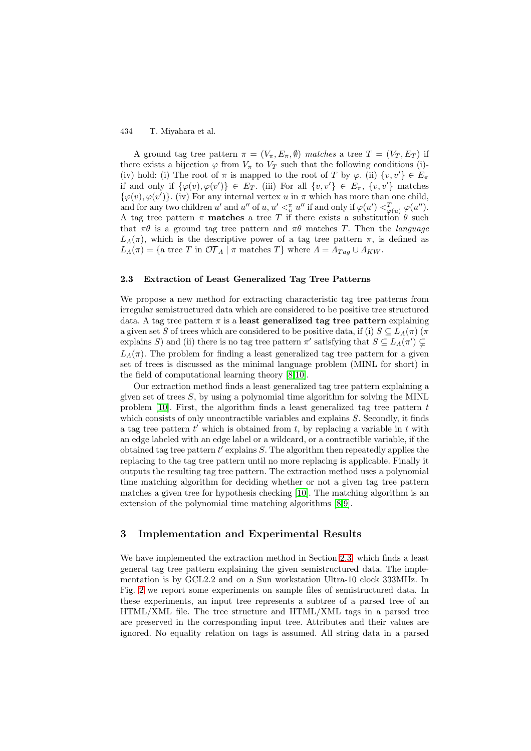A ground tag tree pattern $\pi = (V_\pi, E_\pi, \emptyset)$ *matches* a tree $T = (V_T, E_T)$ if there exists a bijection $\varphi$ from $V_\pi$ to $V_T$ such that the following conditions (i)-(iv) hold: (i) The root of $\pi$ is mapped to the root of $T$ by $\varphi$. (ii) $\{v, v'\} \in E_\pi$ if and only if $\{\varphi(v), \varphi(v')\} \in E_T$. (iii) For all $\{v, v'\} \in E_\pi$, $\{v, v'\}$ matches $\{\varphi(v), \varphi(v')\}$. (iv) For any internal vertex $u$ in $\pi$ which has more than one child, and for any two children $u'$ and $u''$ of $u$, $u' <_u^\pi u''$ if and only if $\varphi(u') <_{\varphi(u)}^T \varphi(u'')$. A tag tree pattern $\pi$ **matches** a tree $T$ if there exists a substitution $\theta$ such that $\pi\theta$ is a ground tag tree pattern and $\pi\theta$ matches $T$. Then the *language* $L_\Lambda(\pi)$, which is the descriptive power of a tag tree pattern $\pi$, is defined as $L_\Lambda(\pi) = \{\text{a tree } T \text{ in } \mathcal{OT}_\Lambda \mid \pi \text{ matches } T\}$ where $\Lambda = \Lambda_{Tag} \cup \Lambda_{KW}$.

### 2.3 Extraction of Least Generalized Tag Tree Patterns

We propose a new method for extracting characteristic tag tree patterns from irregular semistructured data which are considered to be positive tree structured data. A tag tree pattern $\pi$ is a **least generalized tag tree pattern** explaining a given set $S$ of trees which are considered to be positive data, if (i) $S \subseteq L_\Lambda(\pi)$ ($\pi$ explains $S$) and (ii) there is no tag tree pattern $\pi'$ satisfying that $S \subseteq L_\Lambda(\pi') \subsetneq L_\Lambda(\pi)$. The problem for finding a least generalized tag tree pattern for a given set of trees is discussed as the minimal language problem (MINL for short) in the field of computational learning theory [8,10].

Our extraction method finds a least generalized tag tree pattern explaining a given set of trees $S$, by using a polynomial time algorithm for solving the MINL problem [10]. First, the algorithm finds a least generalized tag tree pattern $t$ which consists of only uncontractible variables and explains $S$. Secondly, it finds a tag tree pattern $t'$ which is obtained from $t$, by replacing a variable in $t$ with an edge labeled with an edge label or a wildcard, or a contractible variable, if the obtained tag tree pattern $t'$ explains $S$. The algorithm then repeatedly applies the replacing to the tag tree pattern until no more replacing is applicable. Finally it outputs the resulting tag tree pattern. The extraction method uses a polynomial time matching algorithm for deciding whether or not a given tag tree pattern matches a given tree for hypothesis checking [10]. The matching algorithm is an extension of the polynomial time matching algorithms [8,9].

## 3 Implementation and Experimental Results

We have implemented the extraction method in Section 2.3, which finds a least general tag tree pattern explaining the given semistructured data. The implementation is by GCL2.2 and on a Sun workstation Ultra-10 clock 333MHz. In Fig. 2 we report some experiments on sample files of semistructured data. In these experiments, an input tree represents a subtree of a parsed tree of an HTML/XML file. The tree structure and HTML/XML tags in a parsed tree are preserved in the corresponding input tree. Attributes and their values are ignored. No equality relation on tags is assumed. All string data in a parsed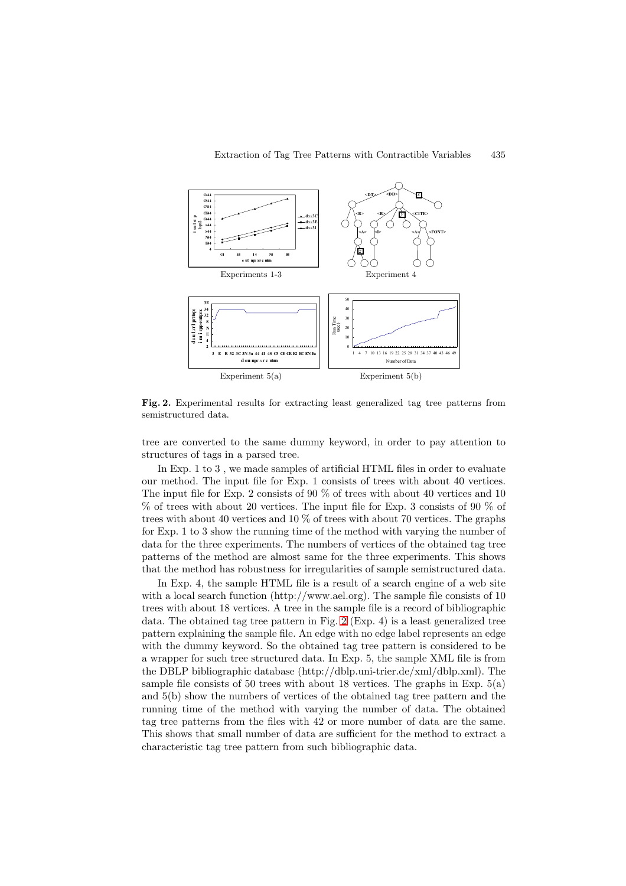Experiments 1-3

Experiment 4

Experiment 5(a)

Experiment 5(b)

**Fig. 2.** Experimental results for extracting least generalized tag tree patterns from semistructured data.

tree are converted to the same dummy keyword, in order to pay attention to structures of tags in a parsed tree.

In Exp. 1 to 3 , we made samples of artificial HTML files in order to evaluate our method. The input file for Exp. 1 consists of trees with about 40 vertices. The input file for Exp. 2 consists of 90 % of trees with about 40 vertices and 10 % of trees with about 20 vertices. The input file for Exp. 3 consists of 90 % of trees with about 40 vertices and 10 % of trees with about 70 vertices. The graphs for Exp. 1 to 3 show the running time of the method with varying the number of data for the three experiments. The numbers of vertices of the obtained tag tree patterns of the method are almost same for the three experiments. This shows that the method has robustness for irregularities of sample semistructured data.

In Exp. 4, the sample HTML file is a result of a search engine of a web site with a local search function (http://www.ael.org). The sample file consists of 10 trees with about 18 vertices. A tree in the sample file is a record of bibliographic data. The obtained tag tree pattern in Fig. 2 (Exp. 4) is a least generalized tree pattern explaining the sample file. An edge with no edge label represents an edge with the dummy keyword. So the obtained tag tree pattern is considered to be a wrapper for such tree structured data. In Exp. 5, the sample XML file is from the DBLP bibliographic database (http://dblp.uni-trier.de/xml/dblp.xml). The sample file consists of 50 trees with about 18 vertices. The graphs in Exp. 5(a) and 5(b) show the numbers of vertices of the obtained tag tree pattern and the running time of the method with varying the number of data. The obtained tag tree patterns from the files with 42 or more number of data are the same. This shows that small number of data are sufficient for the method to extract a characteristic tag tree pattern from such bibliographic data.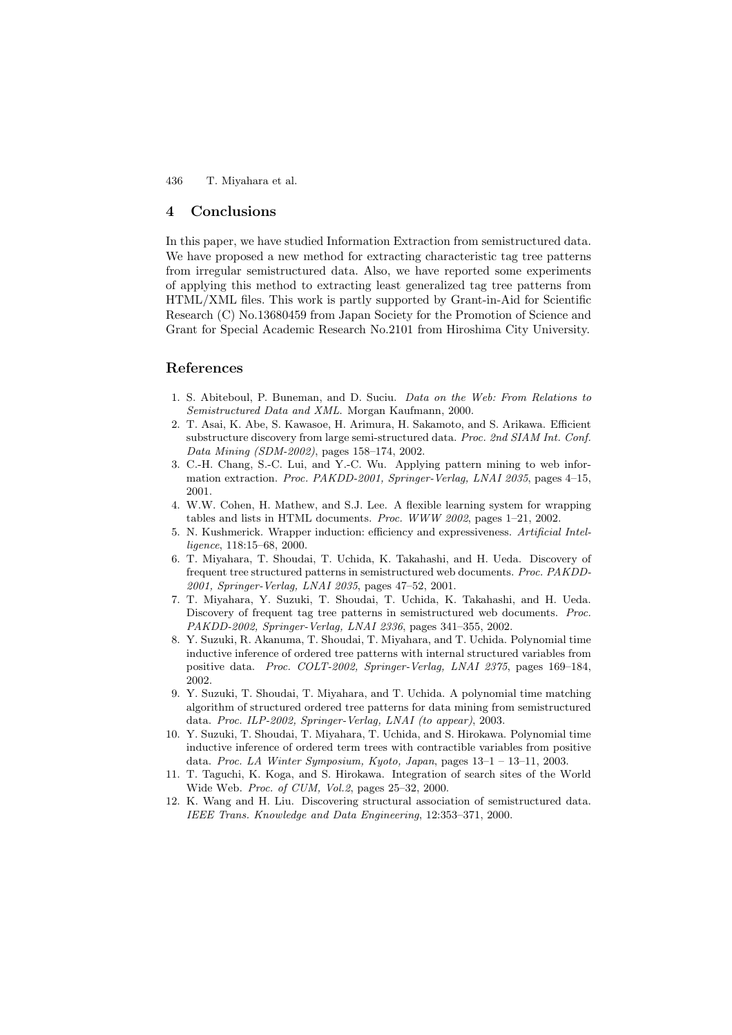## 4 Conclusions

In this paper, we have studied Information Extraction from semistructured data. We have proposed a new method for extracting characteristic tag tree patterns from irregular semistructured data. Also, we have reported some experiments of applying this method to extracting least generalized tag tree patterns from HTML/XML files. This work is partly supported by Grant-in-Aid for Scientific Research (C) No.13680459 from Japan Society for the Promotion of Science and Grant for Special Academic Research No.2101 from Hiroshima City University.

## References

1. S. Abiteboul, P. Buneman, and D. Suciu. *Data on the Web: From Relations to Semistructured Data and XML*. Morgan Kaufmann, 2000.
2. T. Asai, K. Abe, S. Kawasoe, H. Arimura, H. Sakamoto, and S. Arikawa. Efficient substructure discovery from large semi-structured data. *Proc. 2nd SIAM Int. Conf. Data Mining (SDM-2002)*, pages 158–174, 2002.
3. C.-H. Chang, S.-C. Lui, and Y.-C. Wu. Applying pattern mining to web information extraction. *Proc. PAKDD-2001, Springer-Verlag, LNAI 2035*, pages 4–15, 2001.
4. W.W. Cohen, H. Mathew, and S.J. Lee. A flexible learning system for wrapping tables and lists in HTML documents. *Proc. WWW 2002*, pages 1–21, 2002.
5. N. Kushmerick. Wrapper induction: efficiency and expressiveness. *Artificial Intelligence*, 118:15–68, 2000.
6. T. Miyahara, T. Shoudai, T. Uchida, K. Takahashi, and H. Ueda. Discovery of frequent tree structured patterns in semistructured web documents. *Proc. PAKDD-2001, Springer-Verlag, LNAI 2035*, pages 47–52, 2001.
7. T. Miyahara, Y. Suzuki, T. Shoudai, T. Uchida, K. Takahashi, and H. Ueda. Discovery of frequent tag tree patterns in semistructured web documents. *Proc. PAKDD-2002, Springer-Verlag, LNAI 2336*, pages 341–355, 2002.
8. Y. Suzuki, R. Akanuma, T. Shoudai, T. Miyahara, and T. Uchida. Polynomial time inductive inference of ordered tree patterns with internal structured variables from positive data. *Proc. COLT-2002, Springer-Verlag, LNAI 2375*, pages 169–184, 2002.
9. Y. Suzuki, T. Shoudai, T. Miyahara, and T. Uchida. A polynomial time matching algorithm of structured ordered tree patterns for data mining from semistructured data. *Proc. ILP-2002, Springer-Verlag, LNAI (to appear)*, 2003.
10. Y. Suzuki, T. Shoudai, T. Miyahara, T. Uchida, and S. Hirokawa. Polynomial time inductive inference of ordered term trees with contractible variables from positive data. *Proc. LA Winter Symposium, Kyoto, Japan*, pages 13–1 – 13–11, 2003.
11. T. Taguchi, K. Koga, and S. Hirokawa. Integration of search sites of the World Wide Web. *Proc. of CUM, Vol.2*, pages 25–32, 2000.
12. K. Wang and H. Liu. Discovering structural association of semistructured data. *IEEE Trans. Knowledge and Data Engineering*, 12:353–371, 2000.